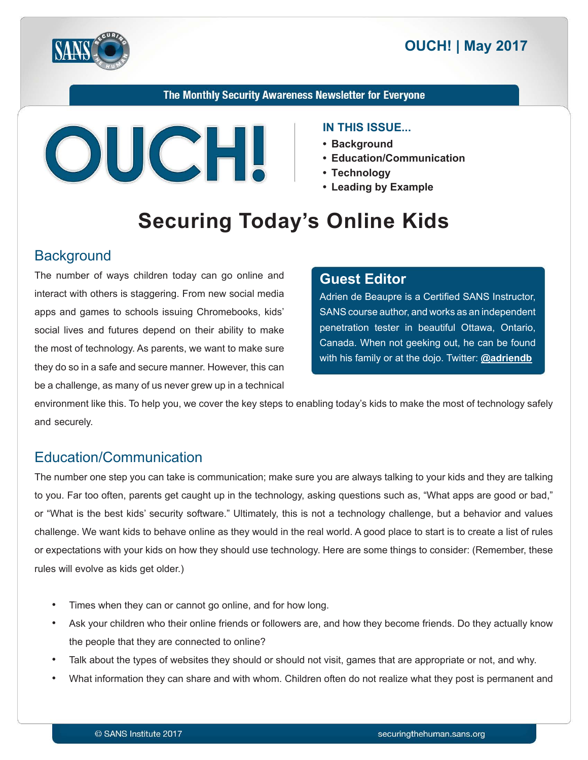OUCH! | May 2017

The Monthly Security Awareness Newsletter for Everyone

# OUCH!

**IN THIS ISSUE...**

- **Background**
- **Education/Communication**
- **Technology**
- **Leading by Example**

# Securing Today's Online Kids

## Background

The number of ways children today can go online and interact with others is staggering. From new social media apps and games to schools issuing Chromebooks, kids' social lives and futures depend on their ability to make the most of technology. As parents, we want to make sure they do so in a safe and secure manner. However, this can be a challenge, as many of us never grew up in a technical environment like this. To help you, we cover the key steps to enabling today's kids to make the most of technology safely and securely.

### Guest Editor

Adrien de Beaupre is a Certified SANS Instructor, SANS course author, and works as an independent penetration tester in beautiful Ottawa, Ontario, Canada. When not geeking out, he can be found with his family or at the dojo. Twitter: **@adriendb**

## Education/Communication

The number one step you can take is communication; make sure you are always talking to your kids and they are talking to you. Far too often, parents get caught up in the technology, asking questions such as, "What apps are good or bad," or "What is the best kids' security software." Ultimately, this is not a technology challenge, but a behavior and values challenge. We want kids to behave online as they would in the real world. A good place to start is to create a list of rules or expectations with your kids on how they should use technology. Here are some things to consider: (Remember, these rules will evolve as kids get older.)

- Times when they can or cannot go online, and for how long.
- Ask your children who their online friends or followers are, and how they become friends. Do they actually know the people that they are connected to online?
- Talk about the types of websites they should or should not visit, games that are appropriate or not, and why.
- What information they can share and with whom. Children often do not realize what they post is permanent and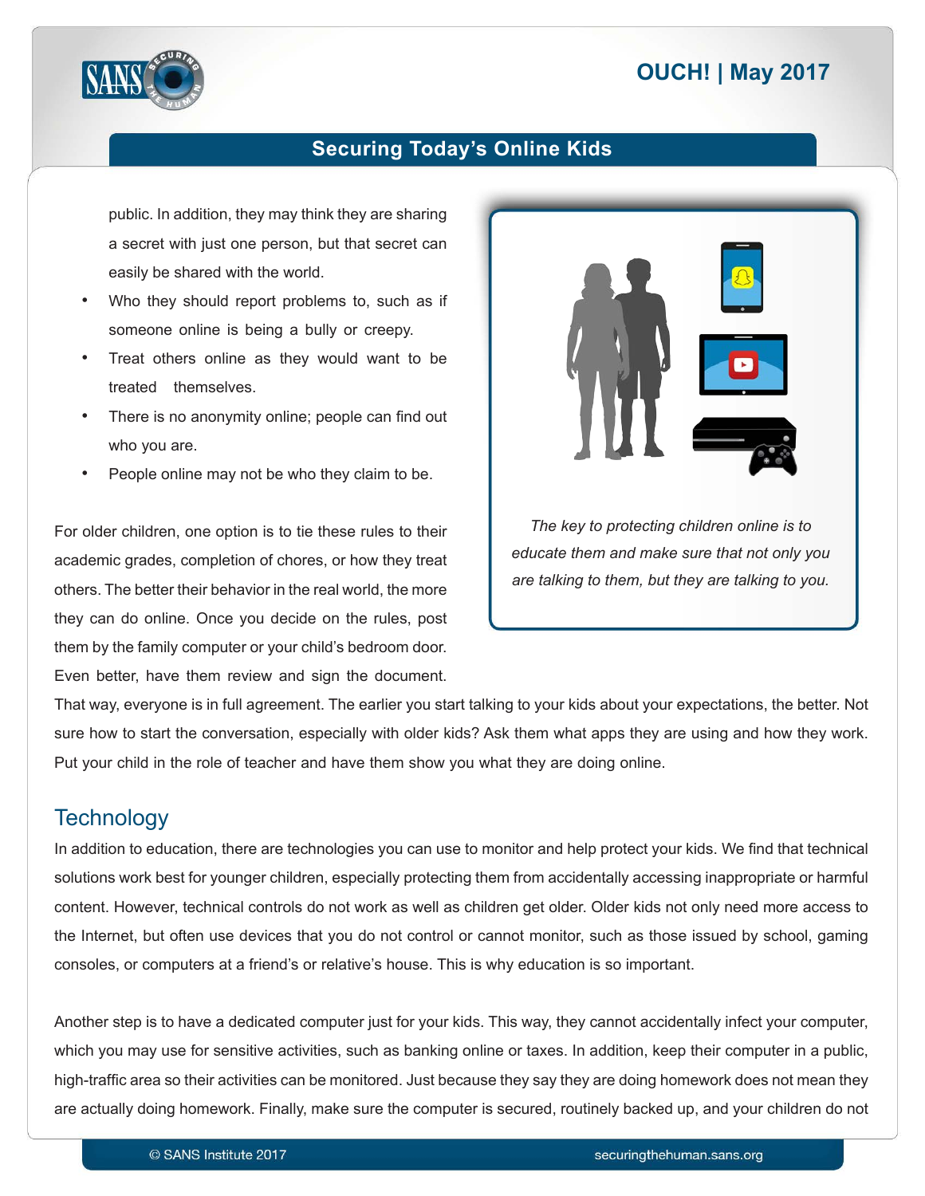public. In addition, they may think they are sharing a secret with just one person, but that secret can easily be shared with the world.

- Who they should report problems to, such as if someone online is being a bully or creepy.
- Treat others online as they would want to be treated themselves.
- There is no anonymity online; people can find out who you are.
- People online may not be who they claim to be.

For older children, one option is to tie these rules to their academic grades, completion of chores, or how they treat others. The better their behavior in the real world, the more they can do online. Once you decide on the rules, post them by the family computer or your child's bedroom door. Even better, have them review and sign the document. That way, everyone is in full agreement. The earlier you start talking to your kids about your expectations, the better. Not sure how to start the conversation, especially with older kids? Ask them what apps they are using and how they work. Put your child in the role of teacher and have them show you what they are doing online.

*The key to protecting children online is to educate them and make sure that not only you are talking to them, but they are talking to you.*

## Technology

In addition to education, there are technologies you can use to monitor and help protect your kids. We find that technical solutions work best for younger children, especially protecting them from accidentally accessing inappropriate or harmful content. However, technical controls do not work as well as children get older. Older kids not only need more access to the Internet, but often use devices that you do not control or cannot monitor, such as those issued by school, gaming consoles, or computers at a friend's or relative's house. This is why education is so important.

Another step is to have a dedicated computer just for your kids. This way, they cannot accidentally infect your computer, which you may use for sensitive activities, such as banking online or taxes. In addition, keep their computer in a public, high-traffic area so their activities can be monitored. Just because they say they are doing homework does not mean they are actually doing homework. Finally, make sure the computer is secured, routinely backed up, and your children do not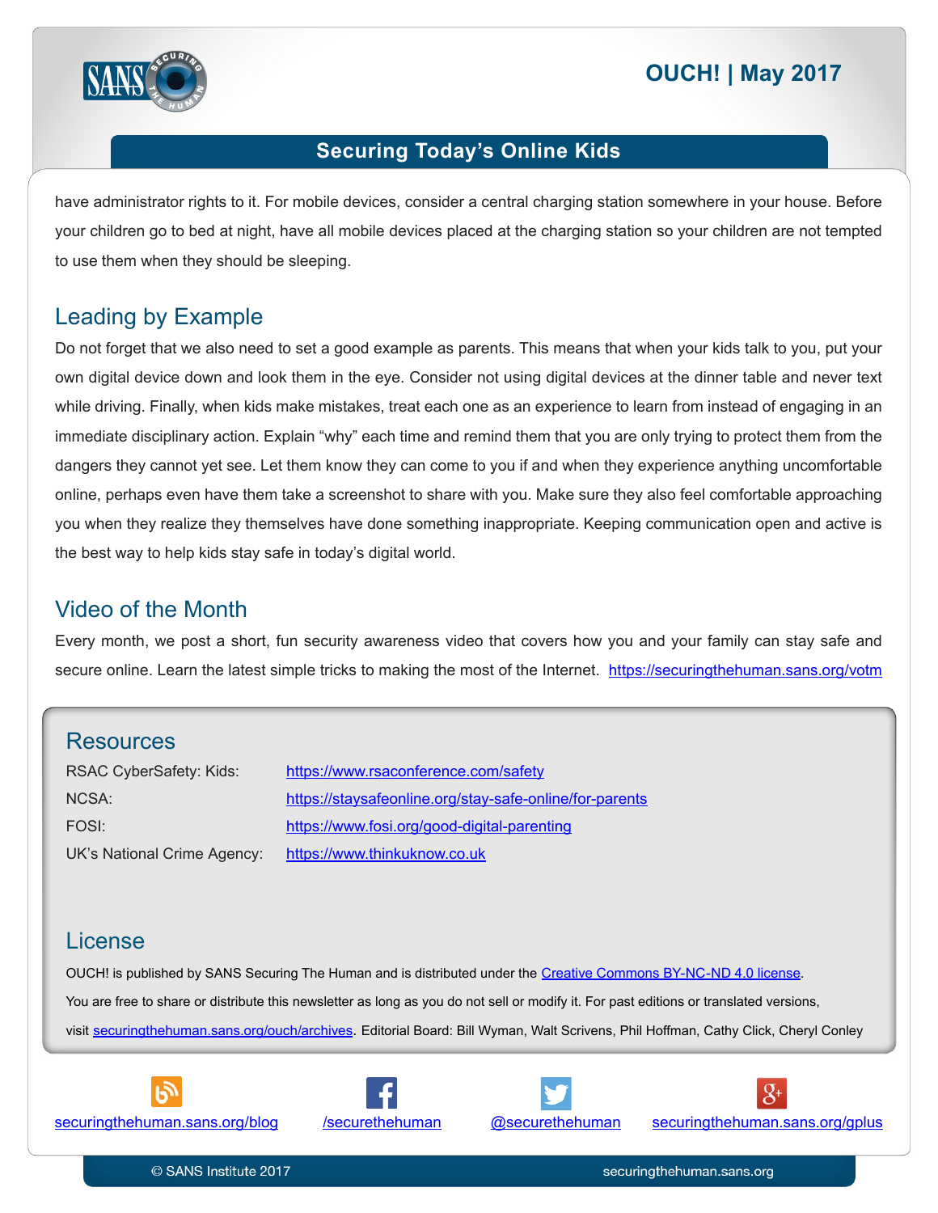have administrator rights to it. For mobile devices, consider a central charging station somewhere in your house. Before your children go to bed at night, have all mobile devices placed at the charging station so your children are not tempted to use them when they should be sleeping.

## Leading by Example

Do not forget that we also need to set a good example as parents. This means that when your kids talk to you, put your own digital device down and look them in the eye. Consider not using digital devices at the dinner table and never text while driving. Finally, when kids make mistakes, treat each one as an experience to learn from instead of engaging in an immediate disciplinary action. Explain "why" each time and remind them that you are only trying to protect them from the dangers they cannot yet see. Let them know they can come to you if and when they experience anything uncomfortable online, perhaps even have them take a screenshot to share with you. Make sure they also feel comfortable approaching you when they realize they themselves have done something inappropriate. Keeping communication open and active is the best way to help kids stay safe in today's digital world.

## Video of the Month

Every month, we post a short, fun security awareness video that covers how you and your family can stay safe and secure online. Learn the latest simple tricks to making the most of the Internet. https://securingthehuman.sans.org/votm

## Resources

| | |
|---|---|
| RSAC CyberSafety: Kids: | https://www.rsaconference.com/safety |
| NCSA: | https://staysafeonline.org/stay-safe-online/for-parents |
| FOSI: | https://www.fosi.org/good-digital-parenting |
| UK's National Crime Agency: | https://www.thinkuknow.co.uk |

## License

OUCH! is published by SANS Securing The Human and is distributed under the Creative Commons BY-NC-ND 4.0 license. You are free to share or distribute this newsletter as long as you do not sell or modify it. For past editions or translated versions, visit securingthehuman.sans.org/ouch/archives. Editorial Board: Bill Wyman, Walt Scrivens, Phil Hoffman, Cathy Click, Cheryl Conley

securingthehuman.sans.org/blog | /securethehuman | @securethehuman | securingthehuman.sans.org/gplus